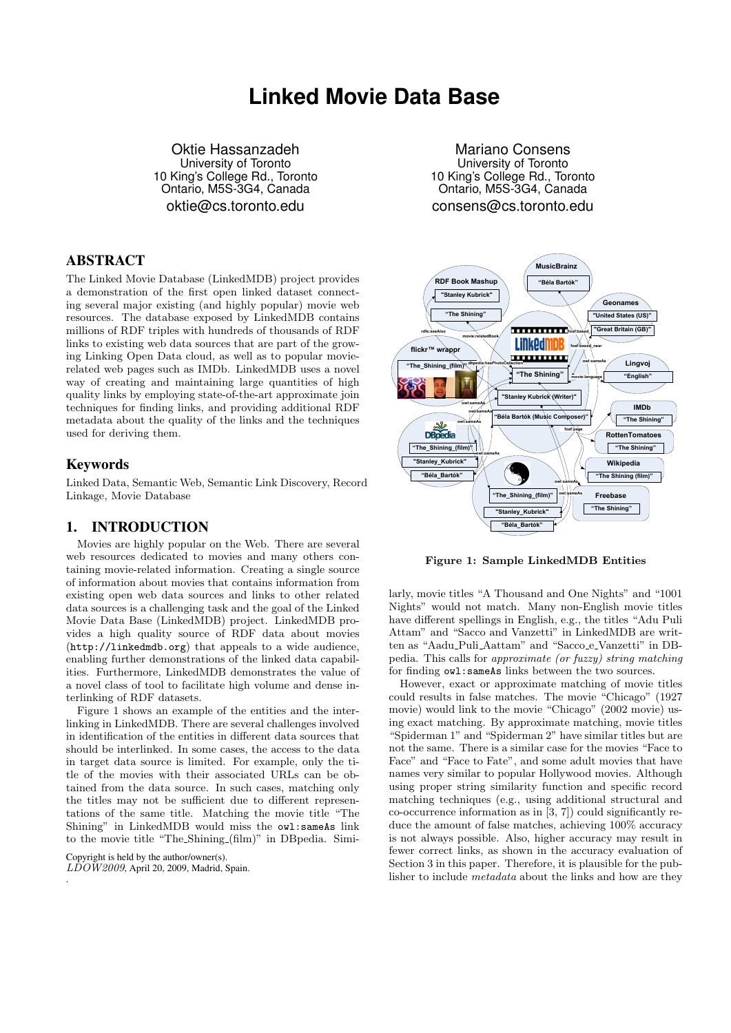# Linked Movie Data Base

Oktie Hassanzadeh
University of Toronto
10 King's College Rd., Toronto
Ontario, M5S-3G4, Canada
oktie@cs.toronto.edu

Mariano Consens
University of Toronto
10 King's College Rd., Toronto
Ontario, M5S-3G4, Canada
consens@cs.toronto.edu

## ABSTRACT

The Linked Movie Database (LinkedMDB) project provides a demonstration of the first open linked dataset connecting several major existing (and highly popular) movie web resources. The database exposed by LinkedMDB contains millions of RDF triples with hundreds of thousands of RDF links to existing web data sources that are part of the growing Linking Open Data cloud, as well as to popular movie-related web pages such as IMDb. LinkedMDB uses a novel way of creating and maintaining large quantities of high quality links by employing state-of-the-art approximate join techniques for finding links, and providing additional RDF metadata about the quality of the links and the techniques used for deriving them.

## Keywords

Linked Data, Semantic Web, Semantic Link Discovery, Record Linkage, Movie Database

## 1. INTRODUCTION

Movies are highly popular on the Web. There are several web resources dedicated to movies and many others containing movie-related information. Creating a single source of information about movies that contains information from existing open web data sources and links to other related data sources is a challenging task and the goal of the Linked Movie Data Base (LinkedMDB) project. LinkedMDB provides a high quality source of RDF data about movies (`http://linkedmdb.org`) that appeals to a wide audience, enabling further demonstrations of the linked data capabilities. Furthermore, LinkedMDB demonstrates the value of a novel class of tool to facilitate high volume and dense interlinking of RDF datasets.

Figure 1 shows an example of the entities and the interlinking in LinkedMDB. There are several challenges involved in identification of the entities in different data sources that should be interlinked. In some cases, the access to the data in target data source is limited. For example, only the title of the movies with their associated URLs can be obtained from the data source. In such cases, matching only the titles may not be sufficient due to different representations of the same title. Matching the movie title "The Shining" in LinkedMDB would miss the `owl:sameAs` link to the movie title "The_Shining_(film)" in DBpedia. Similarly, movie titles "A Thousand and One Nights" and "1001 Nights" would not match. Many non-English movie titles have different spellings in English, e.g., the titles "Adu Puli Attam" and "Sacco and Vanzetti" in LinkedMDB are written as "Aadu_Puli_Aattam" and "Sacco_e_Vanzetti" in DBpedia. This calls for *approximate (or fuzzy) string matching* for finding `owl:sameAs` links between the two sources.

Figure 1: Sample LinkedMDB Entities

However, exact or approximate matching of movie titles could results in false matches. The movie "Chicago" (1927 movie) would link to the movie "Chicago" (2002 movie) using exact matching. By approximate matching, movie titles "Spiderman 1" and "Spiderman 2" have similar titles but are not the same. There is a similar case for the movies "Face to Face" and "Face to Fate", and some adult movies that have names very similar to popular Hollywood movies. Although using proper string similarity function and specific record matching techniques (e.g., using additional structural and co-occurrence information as in [3, 7]) could significantly reduce the amount of false matches, achieving 100% accuracy is not always possible. Also, higher accuracy may result in fewer correct links, as shown in the accuracy evaluation of Section 3 in this paper. Therefore, it is plausible for the publisher to include *metadata* about the links and how are they

Copyright is held by the author/owner(s).
*LDOW2009*, April 20, 2009, Madrid, Spain.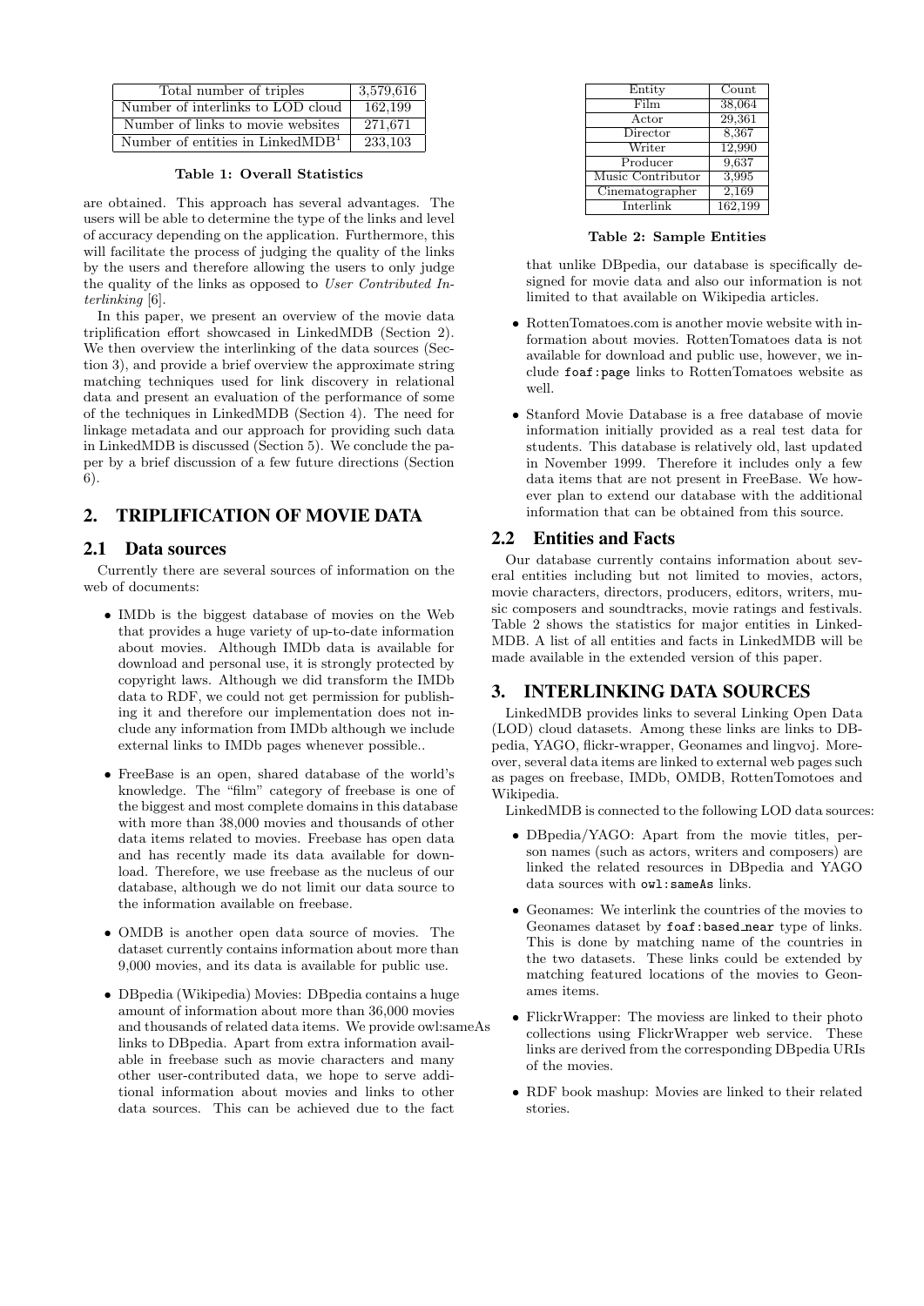| Total number of triples | 3,579,616 |
|---|---|
| Number of interlinks to LOD cloud | 162,199 |
| Number of links to movie websites | 271,671 |
| Number of entities in LinkedMDB[1] | 233,103 |

**Table 1: Overall Statistics**

are obtained. This approach has several advantages. The users will be able to determine the type of the links and level of accuracy depending on the application. Furthermore, this will facilitate the process of judging the quality of the links by the users and therefore allowing the users to only judge the quality of the links as opposed to *User Contributed Interlinking* [6].

In this paper, we present an overview of the movie data triplification effort showcased in LinkedMDB (Section 2). We then overview the interlinking of the data sources (Section 3), and provide a brief overview the approximate string matching techniques used for link discovery in relational data and present an evaluation of the performance of some of the techniques in LinkedMDB (Section 4). The need for linkage metadata and our approach for providing such data in LinkedMDB is discussed (Section 5). We conclude the paper by a brief discussion of a few future directions (Section 6).

## 2. TRIPLIFICATION OF MOVIE DATA

### 2.1 Data sources

Currently there are several sources of information on the web of documents:

- IMDb is the biggest database of movies on the Web that provides a huge variety of up-to-date information about movies. Although IMDb data is available for download and personal use, it is strongly protected by copyright laws. Although we did transform the IMDb data to RDF, we could not get permission for publishing it and therefore our implementation does not include any information from IMDb although we include external links to IMDb pages whenever possible..
- FreeBase is an open, shared database of the world's knowledge. The "film" category of freebase is one of the biggest and most complete domains in this database with more than 38,000 movies and thousands of other data items related to movies. Freebase has open data and has recently made its data available for download. Therefore, we use freebase as the nucleus of our database, although we do not limit our data source to the information available on freebase.
- OMDB is another open data source of movies. The dataset currently contains information about more than 9,000 movies, and its data is available for public use.
- DBpedia (Wikipedia) Movies: DBpedia contains a huge amount of information about more than 36,000 movies and thousands of related data items. We provide owl:sameAs links to DBpedia. Apart from extra information available in freebase such as movie characters and many other user-contributed data, we hope to serve additional information about movies and links to other data sources. This can be achieved due to the fact that unlike DBpedia, our database is specifically designed for movie data and also our information is not limited to that available on Wikipedia articles.
- RottenTomatoes.com is another movie website with information about movies. RottenTomatoes data is not available for download and public use, however, we include `foaf:page` links to RottenTomatoes website as well.
- Stanford Movie Database is a free database of movie information initially provided as a real test data for students. This database is relatively old, last updated in November 1999. Therefore it includes only a few data items that are not present in FreeBase. We however plan to extend our database with the additional information that can be obtained from this source.

| Entity | Count |
|---|---|
| Film | 38,064 |
| Actor | 29,361 |
| Director | 8,367 |
| Writer | 12,990 |
| Producer | 9,637 |
| Music Contributor | 3,995 |
| Cinematographer | 2,169 |
| Interlink | 162,199 |

**Table 2: Sample Entities**

### 2.2 Entities and Facts

Our database currently contains information about several entities including but not limited to movies, actors, movie characters, directors, producers, editors, writers, music composers and soundtracks, movie ratings and festivals. Table 2 shows the statistics for major entities in LinkedMDB. A list of all entities and facts in LinkedMDB will be made available in the extended version of this paper.

## 3. INTERLINKING DATA SOURCES

LinkedMDB provides links to several Linking Open Data (LOD) cloud datasets. Among these links are links to DBpedia, YAGO, flickr-wrapper, Geonames and lingvoj. Moreover, several data items are linked to external web pages such as pages on freebase, IMDb, OMDB, RottenTomotoes and Wikipedia.

LinkedMDB is connected to the following LOD data sources:

- DBpedia/YAGO: Apart from the movie titles, person names (such as actors, writers and composers) are linked the related resources in DBpedia and YAGO data sources with `owl:sameAs` links.
- Geonames: We interlink the countries of the movies to Geonames dataset by `foaf:based_near` type of links. This is done by matching name of the countries in the two datasets. These links could be extended by matching featured locations of the movies to Geonames items.
- FlickrWrapper: The moviess are linked to their photo collections using FlickrWrapper web service. These links are derived from the corresponding DBpedia URIs of the movies.
- RDF book mashup: Movies are linked to their related stories.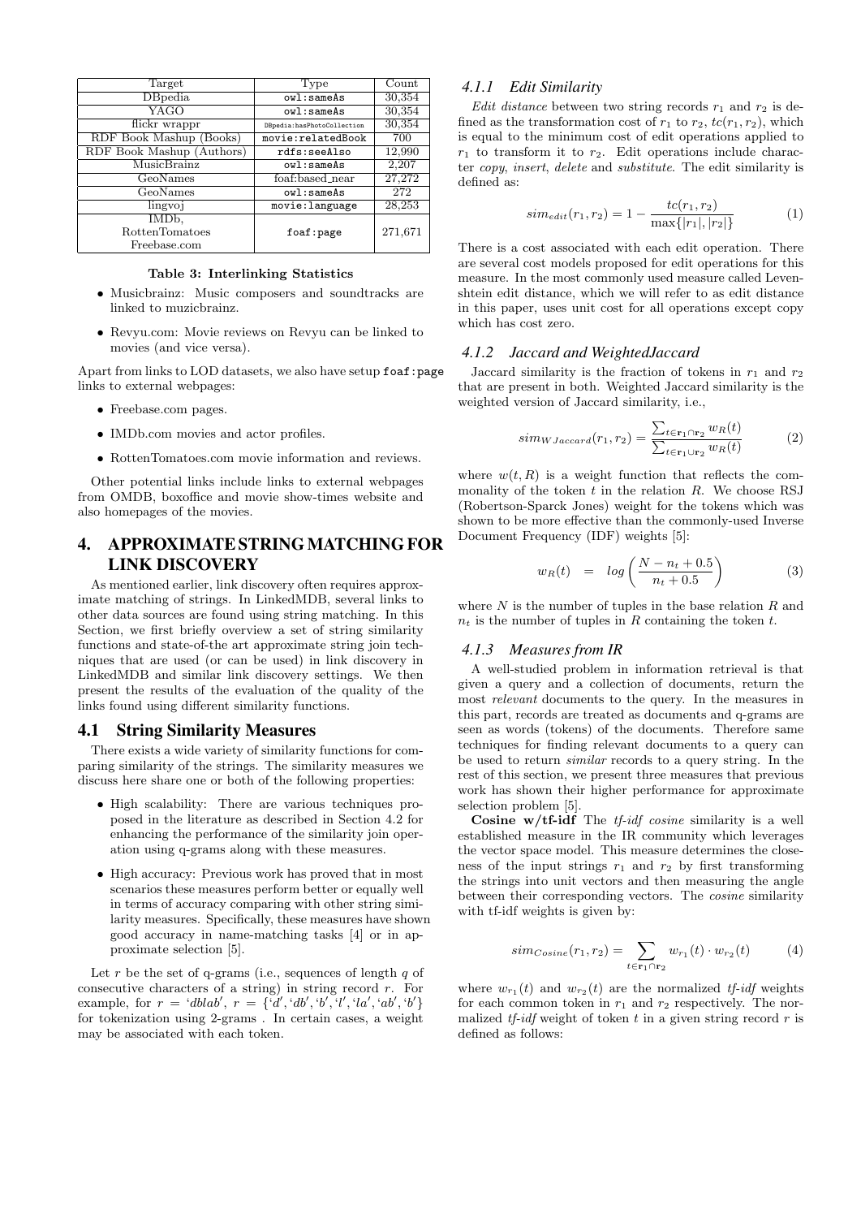| Target | Type | Count |
|---|---|---|
| DBpedia | owl:sameAs | 30,354 |
| YAGO | owl:sameAs | 30,354 |
| flickr wrappr | DBpedia:hasPhotoCollection | 30,354 |
| RDF Book Mashup (Books) | movie:relatedBook | 700 |
| RDF Book Mashup (Authors) | rdfs:seeAlso | 12,990 |
| MusicBrainz | owl:sameAs | 2,207 |
| GeoNames | foaf:based_near | 27,272 |
| GeoNames | owl:sameAs | 272 |
| lingvoj | movie:language | 28,253 |
| IMDb, RottenTomatoes Freebase.com | foaf:page | 271,671 |

**Table 3: Interlinking Statistics**

- Musicbrainz: Music composers and soundtracks are linked to muzicbrainz.
- Revyu.com: Movie reviews on Revyu can be linked to movies (and vice versa).

Apart from links to LOD datasets, we also have setup foaf:page links to external webpages:

- Freebase.com pages.
- IMDb.com movies and actor profiles.
- RottenTomatoes.com movie information and reviews.

Other potential links include links to external webpages from OMDB, boxoffice and movie show-times website and also homepages of the movies.

## 4. APPROXIMATE STRING MATCHING FOR LINK DISCOVERY

As mentioned earlier, link discovery often requires approximate matching of strings. In LinkedMDB, several links to other data sources are found using string matching. In this Section, we first briefly overview a set of string similarity functions and state-of-the art approximate string join techniques that are used (or can be used) in link discovery in LinkedMDB and similar link discovery settings. We then present the results of the evaluation of the quality of the links found using different similarity functions.

### 4.1 String Similarity Measures

There exists a wide variety of similarity functions for comparing similarity of the strings. The similarity measures we discuss here share one or both of the following properties:

- High scalability: There are various techniques proposed in the literature as described in Section 4.2 for enhancing the performance of the similarity join operation using q-grams along with these measures.
- High accuracy: Previous work has proved that in most scenarios these measures perform better or equally well in terms of accuracy comparing with other string similarity measures. Specifically, these measures have shown good accuracy in name-matching tasks [4] or in approximate selection [5].

Let $r$ be the set of q-grams (i.e., sequences of length $q$ of consecutive characters of a string) in string record $r$. For example, for $r$ = '$dblab$', $r = \{$'$d$', '$db$', '$b$', '$l$', '$la$', '$ab$', '$b$'$\}$ for tokenization using 2-grams . In certain cases, a weight may be associated with each token.

#### 4.1.1 Edit Similarity

*Edit distance* between two string records $r_1$ and $r_2$ is defined as the transformation cost of $r_1$ to $r_2$, $tc(r_1, r_2)$, which is equal to the minimum cost of edit operations applied to $r_1$ to transform it to $r_2$. Edit operations include character *copy*, *insert*, *delete* and *substitute*. The edit similarity is defined as:

$$sim_{edit}(r_1, r_2) = 1 - \frac{tc(r_1, r_2)}{\max\{|r_1|, |r_2|\}} \quad (1)$$

There is a cost associated with each edit operation. There are several cost models proposed for edit operations for this measure. In the most commonly used measure called Levenshtein edit distance, which we will refer to as edit distance in this paper, uses unit cost for all operations except copy which has cost zero.

#### 4.1.2 Jaccard and WeightedJaccard

Jaccard similarity is the fraction of tokens in $r_1$ and $r_2$ that are present in both. Weighted Jaccard similarity is the weighted version of Jaccard similarity, i.e.,

$$sim_{WJaccard}(r_1, r_2) = \frac{\sum_{t \in \mathbf{r_1} \cap \mathbf{r_2}} w_R(t)}{\sum_{t \in \mathbf{r_1} \cup \mathbf{r_2}} w_R(t)} \quad (2)$$

where $w(t, R)$ is a weight function that reflects the commonality of the token $t$ in the relation $R$. We choose RSJ (Robertson-Sparck Jones) weight for the tokens which was shown to be more effective than the commonly-used Inverse Document Frequency (IDF) weights [5]:

$$w_R(t) \;=\; log\left(\frac{N - n_t + 0.5}{n_t + 0.5}\right) \quad (3)$$

where $N$ is the number of tuples in the base relation $R$ and $n_t$ is the number of tuples in $R$ containing the token $t$.

#### 4.1.3 Measures from IR

A well-studied problem in information retrieval is that given a query and a collection of documents, return the most *relevant* documents to the query. In the measures in this part, records are treated as documents and q-grams are seen as words (tokens) of the documents. Therefore same techniques for finding relevant documents to a query can be used to return *similar* records to a query string. In the rest of this section, we present three measures that previous work has shown their higher performance for approximate selection problem [5].

**Cosine w/tf-idf** The *tf-idf cosine* similarity is a well established measure in the IR community which leverages the vector space model. This measure determines the closeness of the input strings $r_1$ and $r_2$ by first transforming the strings into unit vectors and then measuring the angle between their corresponding vectors. The *cosine* similarity with tf-idf weights is given by:

$$sim_{Cosine}(r_1, r_2) = \sum_{t \in \mathbf{r_1} \cap \mathbf{r_2}} w_{r_1}(t) \cdot w_{r_2}(t) \quad (4)$$

where $w_{r_1}(t)$ and $w_{r_2}(t)$ are the normalized *tf-idf* weights for each common token in $r_1$ and $r_2$ respectively. The normalized *tf-idf* weight of token $t$ in a given string record $r$ is defined as follows: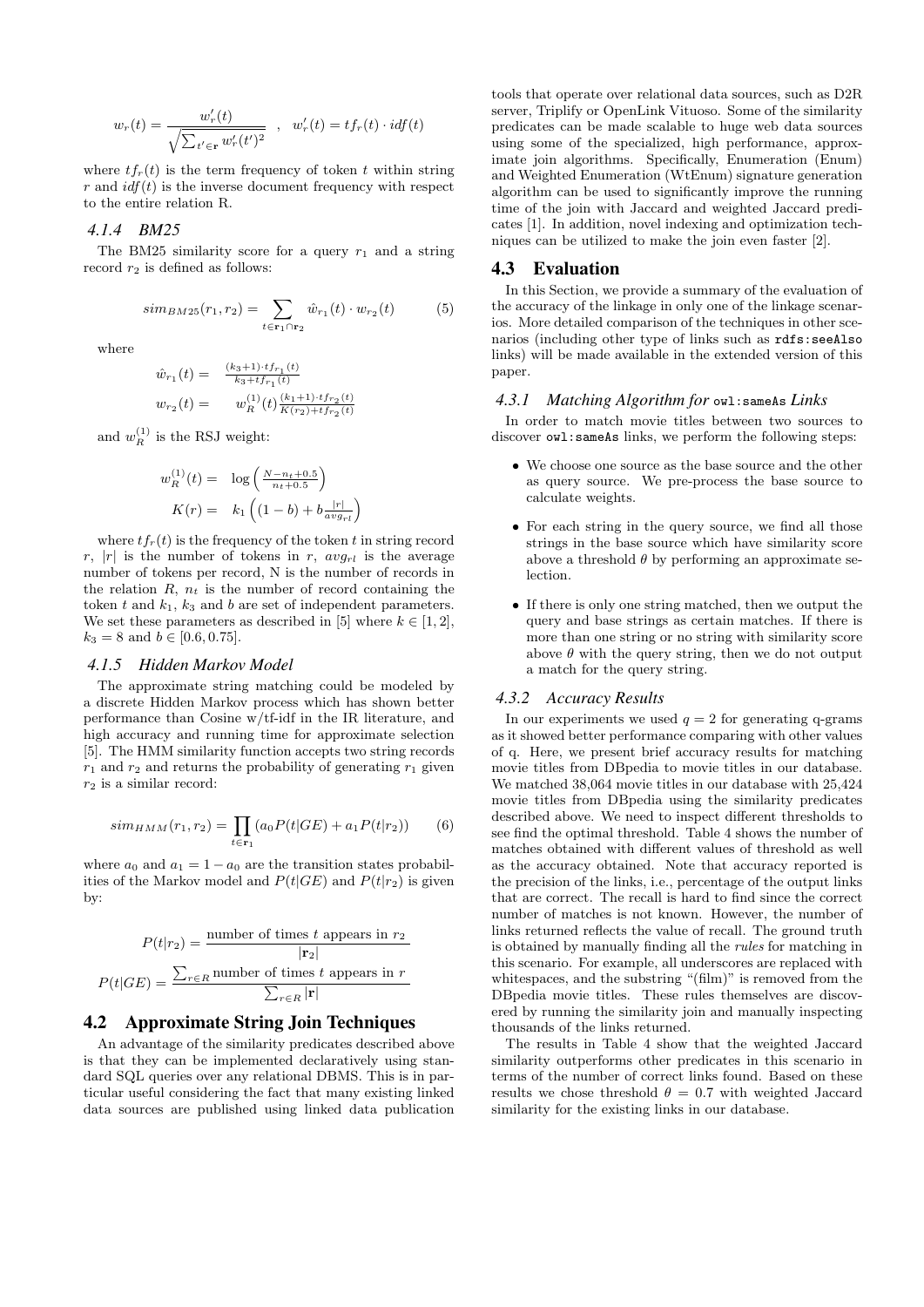$$w_r(t) = \frac{w'_r(t)}{\sqrt{\sum_{t' \in \mathbf{r}} w'_r(t')^2}} \quad , \quad w'_r(t) = tf_r(t) \cdot idf(t)$$

where $tf_r(t)$ is the term frequency of token $t$ within string $r$ and $idf(t)$ is the inverse document frequency with respect to the entire relation R.

#### 4.1.4 BM25

The BM25 similarity score for a query $r_1$ and a string record $r_2$ is defined as follows:

$$sim_{BM25}(r_1, r_2) = \sum_{t \in \mathbf{r}_1 \cap \mathbf{r}_2} \hat{w}_{r_1}(t) \cdot w_{r_2}(t) \tag{5}$$

where

$$\hat{w}_{r_1}(t) = \frac{(k_3+1) \cdot tf_{r_1}(t)}{k_3 + tf_{r_1}(t)}$$

$$w_{r_2}(t) = w_R^{(1)}(t) \frac{(k_1+1) \cdot tf_{r_2}(t)}{K(r_2) + tf_{r_2}(t)}$$

and $w_R^{(1)}$ is the RSJ weight:

$$w_R^{(1)}(t) = \log\left(\frac{N - n_t + 0.5}{n_t + 0.5}\right)$$

$$K(r) = k_1 \left((1-b) + b\frac{|r|}{avg_{rl}}\right)$$

where $tf_r(t)$ is the frequency of the token $t$ in string record $r$, $|r|$ is the number of tokens in $r$, $avg_{rl}$ is the average number of tokens per record, N is the number of records in the relation $R$, $n_t$ is the number of record containing the token $t$ and $k_1$, $k_3$ and $b$ are set of independent parameters. We set these parameters as described in [5] where $k \in [1, 2]$, $k_3 = 8$ and $b \in [0.6, 0.75]$.

#### 4.1.5 Hidden Markov Model

The approximate string matching could be modeled by a discrete Hidden Markov process which has shown better performance than Cosine w/tf-idf in the IR literature, and high accuracy and running time for approximate selection [5]. The HMM similarity function accepts two string records $r_1$ and $r_2$ and returns the probability of generating $r_1$ given $r_2$ is a similar record:

$$sim_{HMM}(r_1, r_2) = \prod_{t \in \mathbf{r}_1} (a_0 P(t|GE) + a_1 P(t|r_2)) \tag{6}$$

where $a_0$ and $a_1 = 1 - a_0$ are the transition states probabilities of the Markov model and $P(t|GE)$ and $P(t|r_2)$ is given by:

$$P(t|r_2) = \frac{\text{number of times } t \text{ appears in } r_2}{|\mathbf{r}_2|}$$

$$P(t|GE) = \frac{\sum_{r \in R} \text{number of times } t \text{ appears in } r}{\sum_{r \in R} |\mathbf{r}|}$$

### 4.2 Approximate String Join Techniques

An advantage of the similarity predicates described above is that they can be implemented declaratively using standard SQL queries over any relational DBMS. This is in particular useful considering the fact that many existing linked data sources are published using linked data publication tools that operate over relational data sources, such as D2R server, Triplify or OpenLink Vituoso. Some of the similarity predicates can be made scalable to huge web data sources using some of the specialized, high performance, approximate join algorithms. Specifically, Enumeration (Enum) and Weighted Enumeration (WtEnum) signature generation algorithm can be used to significantly improve the running time of the join with Jaccard and weighted Jaccard predicates [1]. In addition, novel indexing and optimization techniques can be utilized to make the join even faster [2].

### 4.3 Evaluation

In this Section, we provide a summary of the evaluation of the accuracy of the linkage in only one of the linkage scenarios. More detailed comparison of the techniques in other scenarios (including other type of links such as `rdfs:seeAlso` links) will be made available in the extended version of this paper.

#### 4.3.1 Matching Algorithm for `owl:sameAs` Links

In order to match movie titles between two sources to discover `owl:sameAs` links, we perform the following steps:

- We choose one source as the base source and the other as query source. We pre-process the base source to calculate weights.
- For each string in the query source, we find all those strings in the base source which have similarity score above a threshold $\theta$ by performing an approximate selection.
- If there is only one string matched, then we output the query and base strings as certain matches. If there is more than one string or no string with similarity score above $\theta$ with the query string, then we do not output a match for the query string.

#### 4.3.2 Accuracy Results

In our experiments we used $q = 2$ for generating q-grams as it showed better performance comparing with other values of q. Here, we present brief accuracy results for matching movie titles from DBpedia to movie titles in our database. We matched 38,064 movie titles in our database with 25,424 movie titles from DBpedia using the similarity predicates described above. We need to inspect different thresholds to see find the optimal threshold. Table 4 shows the number of matches obtained with different values of threshold as well as the accuracy obtained. Note that accuracy reported is the precision of the links, i.e., percentage of the output links that are correct. The recall is hard to find since the correct number of matches is not known. However, the number of links returned reflects the value of recall. The ground truth is obtained by manually finding all the *rules* for matching in this scenario. For example, all underscores are replaced with whitespaces, and the substring "(film)" is removed from the DBpedia movie titles. These rules themselves are discovered by running the similarity join and manually inspecting thousands of the links returned.

The results in Table 4 show that the weighted Jaccard similarity outperforms other predicates in this scenario in terms of the number of correct links found. Based on these results we chose threshold $\theta = 0.7$ with weighted Jaccard similarity for the existing links in our database.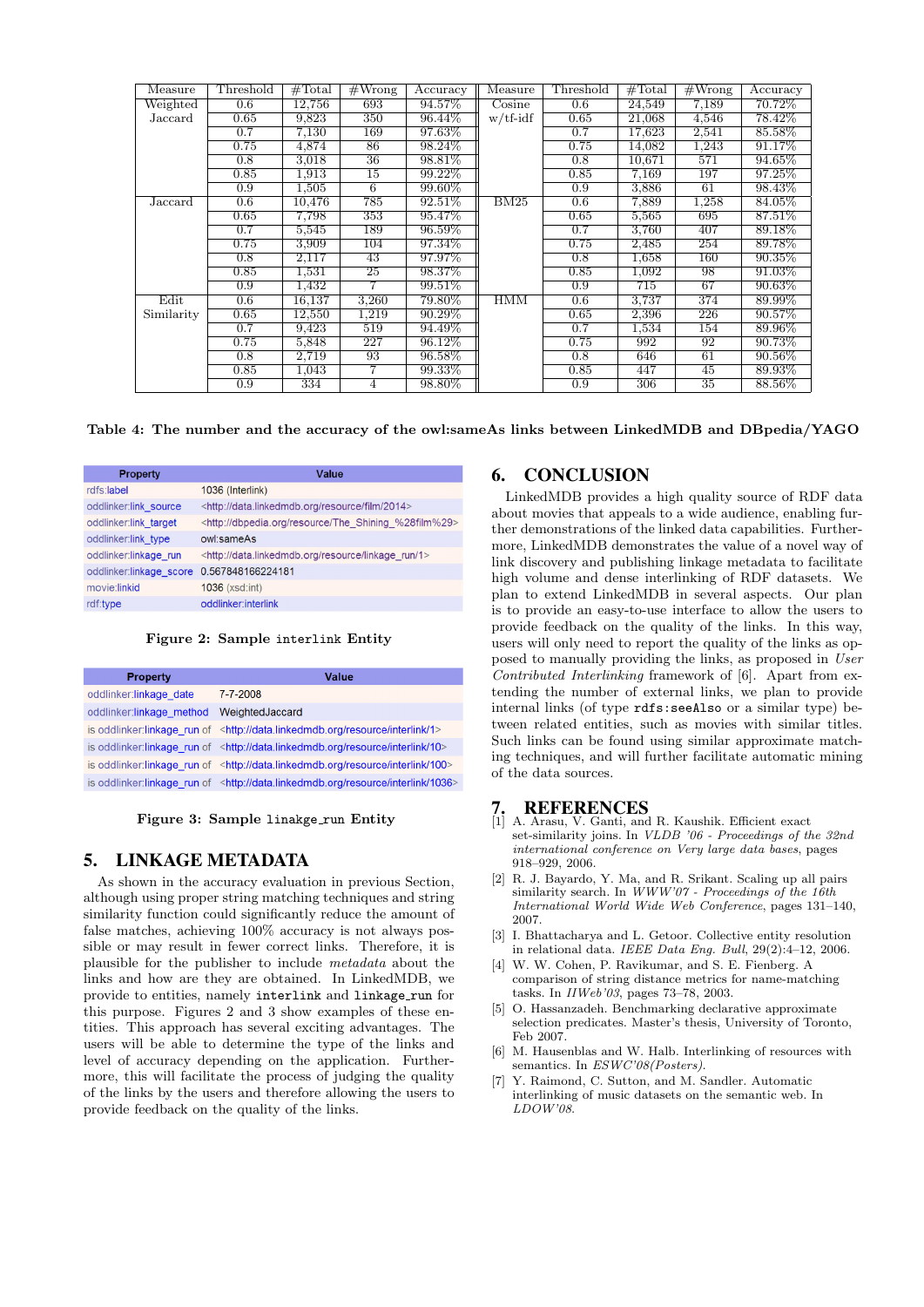| Measure | Threshold | #Total | #Wrong | Accuracy | Measure | Threshold | #Total | #Wrong | Accuracy |
|---|---|---|---|---|---|---|---|---|---|
| Weighted Jaccard | 0.6 | 12,756 | 693 | 94.57% | Cosine w/tf-idf | 0.6 | 24,549 | 7,189 | 70.72% |
| | 0.65 | 9,823 | 350 | 96.44% | | 0.65 | 21,068 | 4,546 | 78.42% |
| | 0.7 | 7,130 | 169 | 97.63% | | 0.7 | 17,623 | 2,541 | 85.58% |
| | 0.75 | 4,874 | 86 | 98.24% | | 0.75 | 14,082 | 1,243 | 91.17% |
| | 0.8 | 3,018 | 36 | 98.81% | | 0.8 | 10,671 | 571 | 94.65% |
| | 0.85 | 1,913 | 15 | 99.22% | | 0.85 | 7,169 | 197 | 97.25% |
| | 0.9 | 1,505 | 6 | 99.60% | | 0.9 | 3,886 | 61 | 98.43% |
| Jaccard | 0.6 | 10,476 | 785 | 92.51% | BM25 | 0.6 | 7,889 | 1,258 | 84.05% |
| | 0.65 | 7,798 | 353 | 95.47% | | 0.65 | 5,565 | 695 | 87.51% |
| | 0.7 | 5,545 | 189 | 96.59% | | 0.7 | 3,760 | 407 | 89.18% |
| | 0.75 | 3,909 | 104 | 97.34% | | 0.75 | 2,485 | 254 | 89.78% |
| | 0.8 | 2,117 | 43 | 97.97% | | 0.8 | 1,658 | 160 | 90.35% |
| | 0.85 | 1,531 | 25 | 98.37% | | 0.85 | 1,092 | 98 | 91.03% |
| | 0.9 | 1,432 | 7 | 99.51% | | 0.9 | 715 | 67 | 90.63% |
| Edit Similarity | 0.6 | 16,137 | 3,260 | 79.80% | HMM | 0.6 | 3,737 | 374 | 89.99% |
| | 0.65 | 12,550 | 1,219 | 90.29% | | 0.65 | 2,396 | 226 | 90.57% |
| | 0.7 | 9,423 | 519 | 94.49% | | 0.7 | 1,534 | 154 | 89.96% |
| | 0.75 | 5,848 | 227 | 96.12% | | 0.75 | 992 | 92 | 90.73% |
| | 0.8 | 2,719 | 93 | 96.58% | | 0.8 | 646 | 61 | 90.56% |
| | 0.85 | 1,043 | 7 | 99.33% | | 0.85 | 447 | 45 | 89.93% |
| | 0.9 | 334 | 4 | 98.80% | | 0.9 | 306 | 35 | 88.56% |

**Table 4: The number and the accuracy of the owl:sameAs links between LinkedMDB and DBpedia/YAGO**

| Property | Value |
|---|---|
| rdfs:label | 1036 (Interlink) |
| oddlinker:link_source | <http://data.linkedmdb.org/resource/film/2014> |
| oddlinker:link_target | <http://dbpedia.org/resource/The_Shining_%28film%29> |
| oddlinker:link_type | owl:sameAs |
| oddlinker:linkage_run | <http://data.linkedmdb.org/resource/linkage_run/1> |
| oddlinker:linkage_score | 0.567848166224181 |
| movie:linkid | 1036 (xsd:int) |
| rdf:type | oddlinker:interlink |

**Figure 2: Sample interlink Entity**

| Property | Value |
|---|---|
| oddlinker:linkage_date | 7-7-2008 |
| oddlinker:linkage_method | WeightedJaccard |
| is oddlinker:linkage_run of | <http://data.linkedmdb.org/resource/interlink/1> |
| is oddlinker:linkage_run of | <http://data.linkedmdb.org/resource/interlink/10> |
| is oddlinker:linkage_run of | <http://data.linkedmdb.org/resource/interlink/100> |
| is oddlinker:linkage_run of | <http://data.linkedmdb.org/resource/interlink/1036> |

**Figure 3: Sample linakge_run Entity**

## 5. LINKAGE METADATA

As shown in the accuracy evaluation in previous Section, although using proper string matching techniques and string similarity function could significantly reduce the amount of false matches, achieving 100% accuracy is not always possible or may result in fewer correct links. Therefore, it is plausible for the publisher to include *metadata* about the links and how are they are obtained. In LinkedMDB, we provide to entities, namely `interlink` and `linkage_run` for this purpose. Figures 2 and 3 show examples of these entities. This approach has several exciting advantages. The users will be able to determine the type of the links and level of accuracy depending on the application. Furthermore, this will facilitate the process of judging the quality of the links by the users and therefore allowing the users to provide feedback on the quality of the links.

## 6. CONCLUSION

LinkedMDB provides a high quality source of RDF data about movies that appeals to a wide audience, enabling further demonstrations of the linked data capabilities. Furthermore, LinkedMDB demonstrates the value of a novel way of link discovery and publishing linkage metadata to facilitate high volume and dense interlinking of RDF datasets. We plan to extend LinkedMDB in several aspects. Our plan is to provide an easy-to-use interface to allow the users to provide feedback on the quality of the links. In this way, users will only need to report the quality of the links as opposed to manually providing the links, as proposed in *User Contributed Interlinking* framework of [6]. Apart from extending the number of external links, we plan to provide internal links (of type `rdfs:seeAlso` or a similar type) between related entities, such as movies with similar titles. Such links can be found using similar approximate matching techniques, and will further facilitate automatic mining of the data sources.

## 7. REFERENCES

[1] A. Arasu, V. Ganti, and R. Kaushik. Efficient exact set-similarity joins. In *VLDB '06 - Proceedings of the 32nd international conference on Very large data bases*, pages 918–929, 2006.

[2] R. J. Bayardo, Y. Ma, and R. Srikant. Scaling up all pairs similarity search. In *WWW'07 - Proceedings of the 16th International World Wide Web Conference*, pages 131–140, 2007.

[3] I. Bhattacharya and L. Getoor. Collective entity resolution in relational data. *IEEE Data Eng. Bull*, 29(2):4–12, 2006.

[4] W. W. Cohen, P. Ravikumar, and S. E. Fienberg. A comparison of string distance metrics for name-matching tasks. In *IIWeb'03*, pages 73–78, 2003.

[5] O. Hassanzadeh. Benchmarking declarative approximate selection predicates. Master's thesis, University of Toronto, Feb 2007.

[6] M. Hausenblas and W. Halb. Interlinking of resources with semantics. In *ESWC'08(Posters)*.

[7] Y. Raimond, C. Sutton, and M. Sandler. Automatic interlinking of music datasets on the semantic web. In *LDOW'08*.